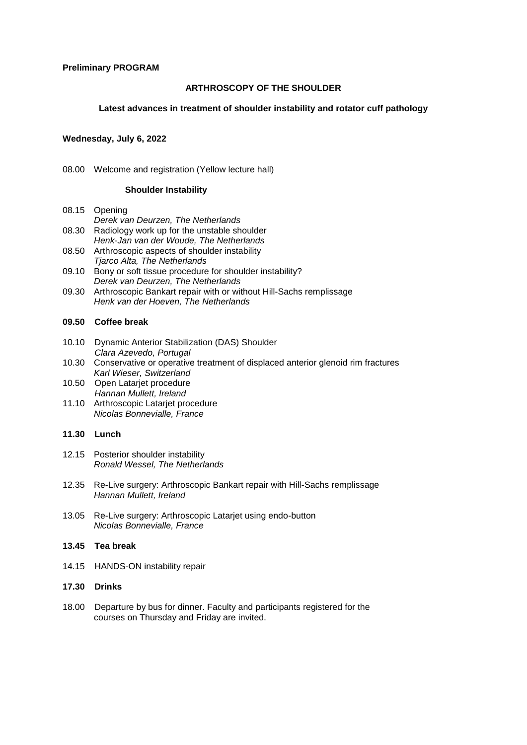**Preliminary PROGRAM**

# ARTHROSCOPY OF THE SHOULDER

## Latest advances in treatment of shoulder instability and rotator cuff pathology

**Wednesday, July 6, 2022**

08.00 Welcome and registration (Yellow lecture hall)

### Shoulder Instability

08.15 Opening
*Derek van Deurzen, The Netherlands*

08.30 Radiology work up for the unstable shoulder
*Henk-Jan van der Woude, The Netherlands*

08.50 Arthroscopic aspects of shoulder instability
*Tjarco Alta, The Netherlands*

09.10 Bony or soft tissue procedure for shoulder instability?
*Derek van Deurzen, The Netherlands*

09.30 Arthroscopic Bankart repair with or without Hill-Sachs remplissage
*Henk van der Hoeven, The Netherlands*

**09.50 Coffee break**

10.10 Dynamic Anterior Stabilization (DAS) Shoulder
*Clara Azevedo, Portugal*

10.30 Conservative or operative treatment of displaced anterior glenoid rim fractures
*Karl Wieser, Switzerland*

10.50 Open Latarjet procedure
*Hannan Mullett, Ireland*

11.10 Arthroscopic Latarjet procedure
*Nicolas Bonnevialle, France*

**11.30 Lunch**

12.15 Posterior shoulder instability
*Ronald Wessel, The Netherlands*

12.35 Re-Live surgery: Arthroscopic Bankart repair with Hill-Sachs remplissage
*Hannan Mullett, Ireland*

13.05 Re-Live surgery: Arthroscopic Latarjet using endo-button
*Nicolas Bonnevialle, France*

**13.45 Tea break**

14.15 HANDS-ON instability repair

**17.30 Drinks**

18.00 Departure by bus for dinner. Faculty and participants registered for the courses on Thursday and Friday are invited.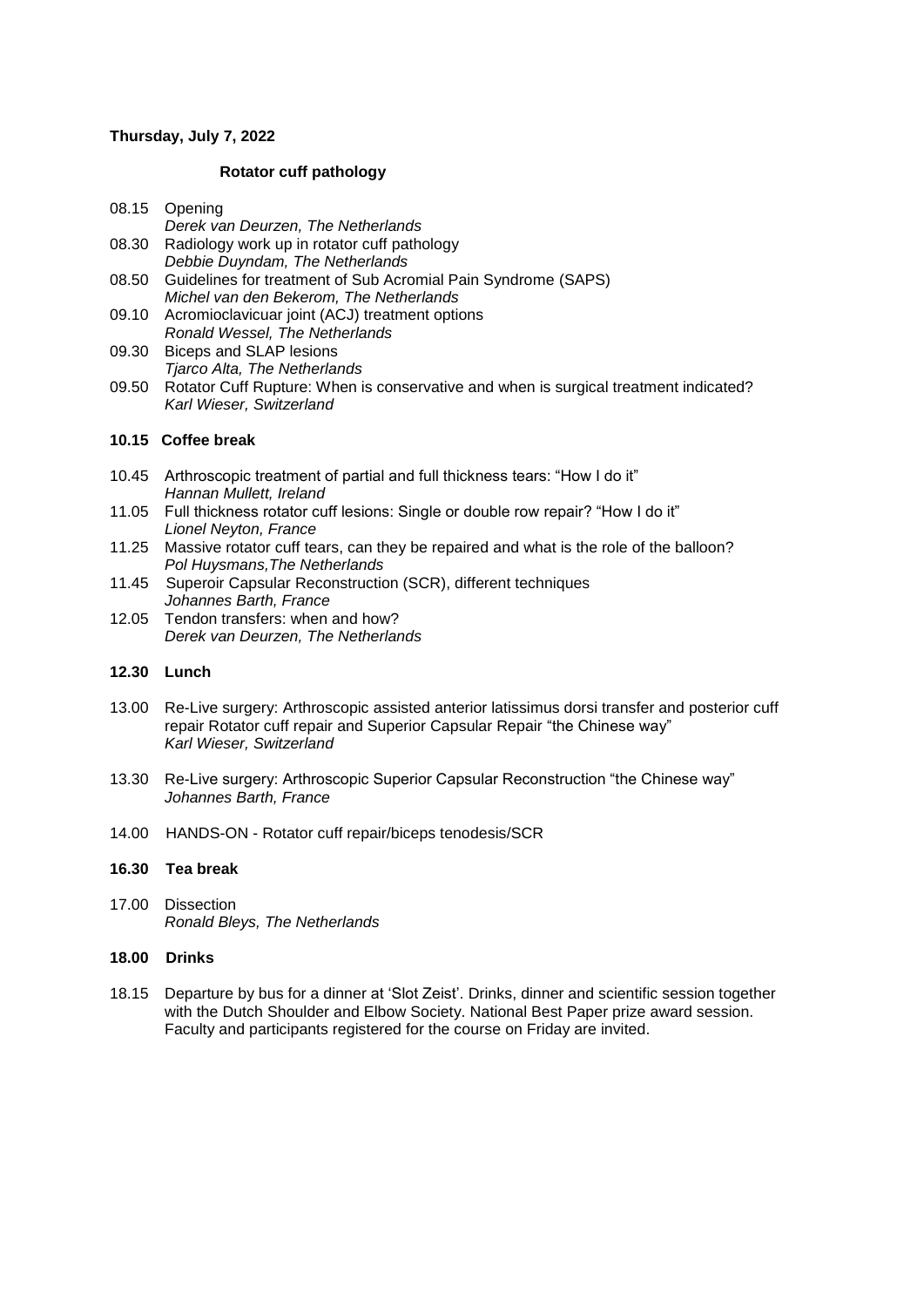**Thursday, July 7, 2022**

**Rotator cuff pathology**

08.15 Opening
*Derek van Deurzen, The Netherlands*

08.30 Radiology work up in rotator cuff pathology
*Debbie Duyndam, The Netherlands*

08.50 Guidelines for treatment of Sub Acromial Pain Syndrome (SAPS)
*Michel van den Bekerom, The Netherlands*

09.10 Acromioclavicuar joint (ACJ) treatment options
*Ronald Wessel, The Netherlands*

09.30 Biceps and SLAP lesions
*Tjarco Alta, The Netherlands*

09.50 Rotator Cuff Rupture: When is conservative and when is surgical treatment indicated?
*Karl Wieser, Switzerland*

**10.15 Coffee break**

10.45 Arthroscopic treatment of partial and full thickness tears: "How I do it"
*Hannan Mullett, Ireland*

11.05 Full thickness rotator cuff lesions: Single or double row repair? "How I do it"
*Lionel Neyton, France*

11.25 Massive rotator cuff tears, can they be repaired and what is the role of the balloon?
*Pol Huysmans,The Netherlands*

11.45 Superoir Capsular Reconstruction (SCR), different techniques
*Johannes Barth, France*

12.05 Tendon transfers: when and how?
*Derek van Deurzen, The Netherlands*

**12.30 Lunch**

13.00 Re-Live surgery: Arthroscopic assisted anterior latissimus dorsi transfer and posterior cuff repair Rotator cuff repair and Superior Capsular Repair "the Chinese way"
*Karl Wieser, Switzerland*

13.30 Re-Live surgery: Arthroscopic Superior Capsular Reconstruction "the Chinese way"
*Johannes Barth, France*

14.00 HANDS-ON - Rotator cuff repair/biceps tenodesis/SCR

**16.30 Tea break**

17.00 Dissection
*Ronald Bleys, The Netherlands*

**18.00 Drinks**

18.15 Departure by bus for a dinner at 'Slot Zeist'. Drinks, dinner and scientific session together with the Dutch Shoulder and Elbow Society. National Best Paper prize award session. Faculty and participants registered for the course on Friday are invited.